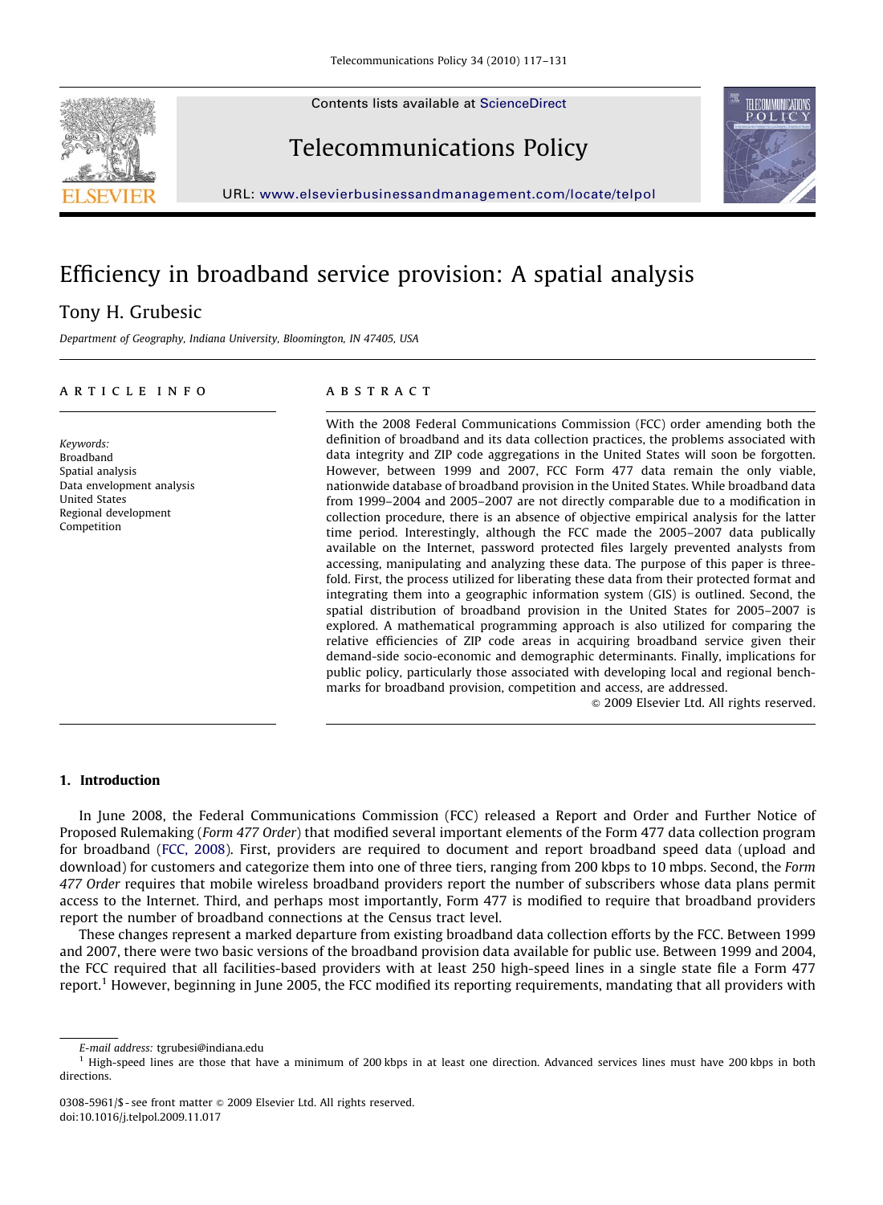# Efficiency in broadband service provision: A spatial analysis

Tony H. Grubesic

*Department of Geography, Indiana University, Bloomington, IN 47405, USA*

## ARTICLE INFO

*Keywords:*
Broadband
Spatial analysis
Data envelopment analysis
United States
Regional development
Competition

## ABSTRACT

With the 2008 Federal Communications Commission (FCC) order amending both the definition of broadband and its data collection practices, the problems associated with data integrity and ZIP code aggregations in the United States will soon be forgotten. However, between 1999 and 2007, FCC Form 477 data remain the only viable, nationwide database of broadband provision in the United States. While broadband data from 1999–2004 and 2005–2007 are not directly comparable due to a modification in collection procedure, there is an absence of objective empirical analysis for the latter time period. Interestingly, although the FCC made the 2005–2007 data publically available on the Internet, password protected files largely prevented analysts from accessing, manipulating and analyzing these data. The purpose of this paper is three-fold. First, the process utilized for liberating these data from their protected format and integrating them into a geographic information system (GIS) is outlined. Second, the spatial distribution of broadband provision in the United States for 2005–2007 is explored. A mathematical programming approach is also utilized for comparing the relative efficiencies of ZIP code areas in acquiring broadband service given their demand-side socio-economic and demographic determinants. Finally, implications for public policy, particularly those associated with developing local and regional benchmarks for broadband provision, competition and access, are addressed.

© 2009 Elsevier Ltd. All rights reserved.

## 1. Introduction

In June 2008, the Federal Communications Commission (FCC) released a Report and Order and Further Notice of Proposed Rulemaking (*Form 477 Order*) that modified several important elements of the Form 477 data collection program for broadband (FCC, 2008). First, providers are required to document and report broadband speed data (upload and download) for customers and categorize them into one of three tiers, ranging from 200 kbps to 10 mbps. Second, the *Form 477 Order* requires that mobile wireless broadband providers report the number of subscribers whose data plans permit access to the Internet. Third, and perhaps most importantly, Form 477 is modified to require that broadband providers report the number of broadband connections at the Census tract level.

These changes represent a marked departure from existing broadband data collection efforts by the FCC. Between 1999 and 2007, there were two basic versions of the broadband provision data available for public use. Between 1999 and 2004, the FCC required that all facilities-based providers with at least 250 high-speed lines in a single state file a Form 477 report.[1] However, beginning in June 2005, the FCC modified its reporting requirements, mandating that all providers with

---

*E-mail address:* tgrubesi@indiana.edu

[1] High-speed lines are those that have a minimum of 200 kbps in at least one direction. Advanced services lines must have 200 kbps in both directions.

0308-5961/$ - see front matter © 2009 Elsevier Ltd. All rights reserved.
doi:10.1016/j.telpol.2009.11.017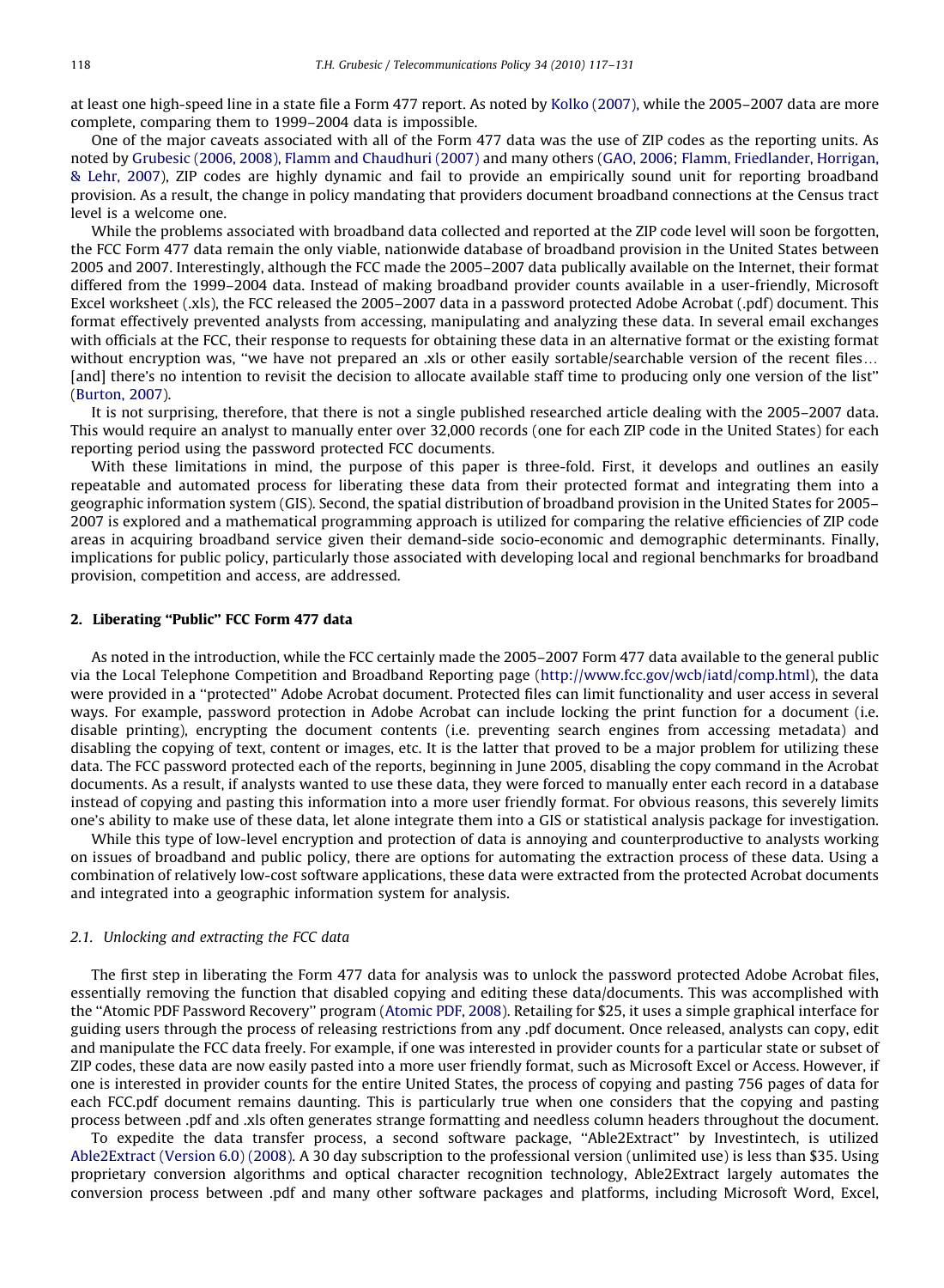at least one high-speed line in a state file a Form 477 report. As noted by Kolko (2007), while the 2005–2007 data are more complete, comparing them to 1999–2004 data is impossible.

One of the major caveats associated with all of the Form 477 data was the use of ZIP codes as the reporting units. As noted by Grubesic (2006, 2008), Flamm and Chaudhuri (2007) and many others (GAO, 2006; Flamm, Friedlander, Horrigan, & Lehr, 2007), ZIP codes are highly dynamic and fail to provide an empirically sound unit for reporting broadband provision. As a result, the change in policy mandating that providers document broadband connections at the Census tract level is a welcome one.

While the problems associated with broadband data collected and reported at the ZIP code level will soon be forgotten, the FCC Form 477 data remain the only viable, nationwide database of broadband provision in the United States between 2005 and 2007. Interestingly, although the FCC made the 2005–2007 data publically available on the Internet, their format differed from the 1999–2004 data. Instead of making broadband provider counts available in a user-friendly, Microsoft Excel worksheet (.xls), the FCC released the 2005–2007 data in a password protected Adobe Acrobat (.pdf) document. This format effectively prevented analysts from accessing, manipulating and analyzing these data. In several email exchanges with officials at the FCC, their response to requests for obtaining these data in an alternative format or the existing format without encryption was, ''we have not prepared an .xls or other easily sortable/searchable version of the recent files… [and] there's no intention to revisit the decision to allocate available staff time to producing only one version of the list'' (Burton, 2007).

It is not surprising, therefore, that there is not a single published researched article dealing with the 2005–2007 data. This would require an analyst to manually enter over 32,000 records (one for each ZIP code in the United States) for each reporting period using the password protected FCC documents.

With these limitations in mind, the purpose of this paper is three-fold. First, it develops and outlines an easily repeatable and automated process for liberating these data from their protected format and integrating them into a geographic information system (GIS). Second, the spatial distribution of broadband provision in the United States for 2005–2007 is explored and a mathematical programming approach is utilized for comparing the relative efficiencies of ZIP code areas in acquiring broadband service given their demand-side socio-economic and demographic determinants. Finally, implications for public policy, particularly those associated with developing local and regional benchmarks for broadband provision, competition and access, are addressed.

## 2. Liberating ''Public'' FCC Form 477 data

As noted in the introduction, while the FCC certainly made the 2005–2007 Form 477 data available to the general public via the Local Telephone Competition and Broadband Reporting page (http://www.fcc.gov/wcb/iatd/comp.html), the data were provided in a ''protected'' Adobe Acrobat document. Protected files can limit functionality and user access in several ways. For example, password protection in Adobe Acrobat can include locking the print function for a document (i.e. disable printing), encrypting the document contents (i.e. preventing search engines from accessing metadata) and disabling the copying of text, content or images, etc. It is the latter that proved to be a major problem for utilizing these data. The FCC password protected each of the reports, beginning in June 2005, disabling the copy command in the Acrobat documents. As a result, if analysts wanted to use these data, they were forced to manually enter each record in a database instead of copying and pasting this information into a more user friendly format. For obvious reasons, this severely limits one's ability to make use of these data, let alone integrate them into a GIS or statistical analysis package for investigation.

While this type of low-level encryption and protection of data is annoying and counterproductive to analysts working on issues of broadband and public policy, there are options for automating the extraction process of these data. Using a combination of relatively low-cost software applications, these data were extracted from the protected Acrobat documents and integrated into a geographic information system for analysis.

### *2.1. Unlocking and extracting the FCC data*

The first step in liberating the Form 477 data for analysis was to unlock the password protected Adobe Acrobat files, essentially removing the function that disabled copying and editing these data/documents. This was accomplished with the ''Atomic PDF Password Recovery'' program (Atomic PDF, 2008). Retailing for $25, it uses a simple graphical interface for guiding users through the process of releasing restrictions from any .pdf document. Once released, analysts can copy, edit and manipulate the FCC data freely. For example, if one was interested in provider counts for a particular state or subset of ZIP codes, these data are now easily pasted into a more user friendly format, such as Microsoft Excel or Access. However, if one is interested in provider counts for the entire United States, the process of copying and pasting 756 pages of data for each FCC.pdf document remains daunting. This is particularly true when one considers that the copying and pasting process between .pdf and .xls often generates strange formatting and needless column headers throughout the document.

To expedite the data transfer process, a second software package, ''Able2Extract'' by Investintech, is utilized Able2Extract (Version 6.0) (2008). A 30 day subscription to the professional version (unlimited use) is less than $35. Using proprietary conversion algorithms and optical character recognition technology, Able2Extract largely automates the conversion process between .pdf and many other software packages and platforms, including Microsoft Word, Excel,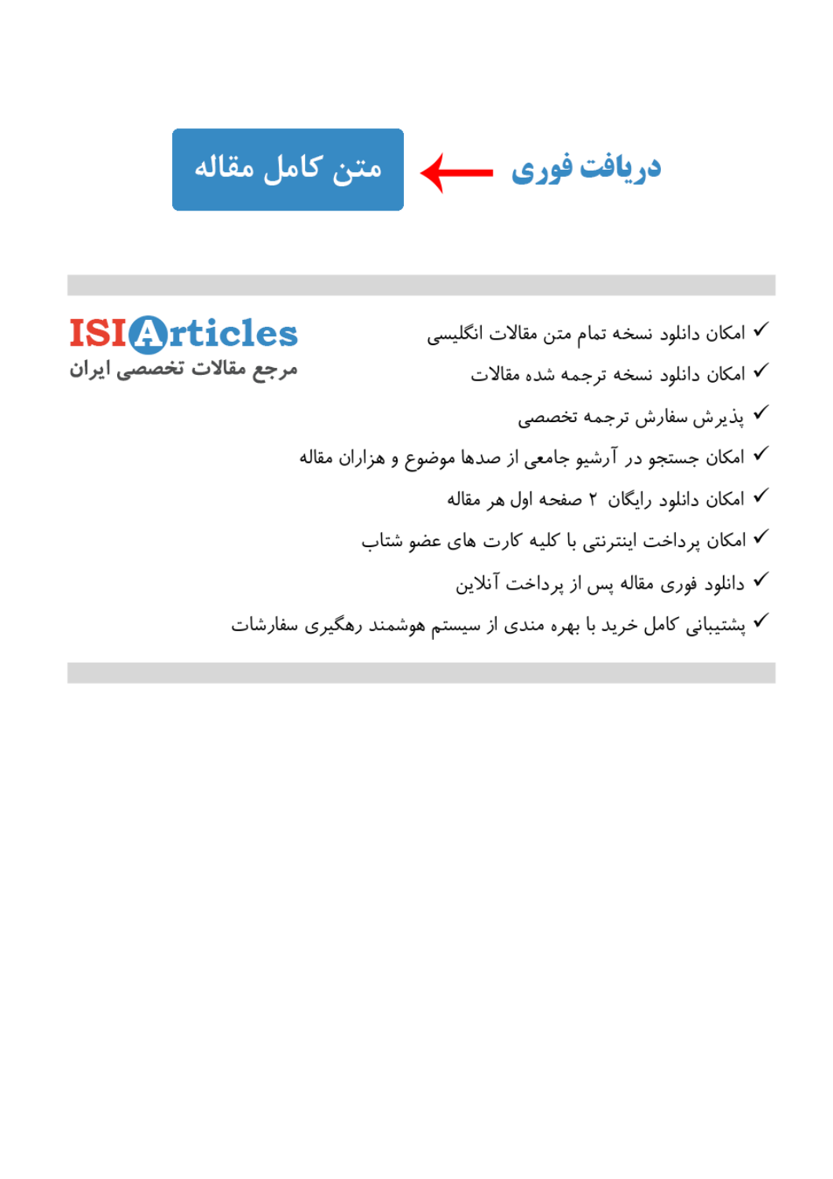**دریافت فوری** ← **متن کامل مقاله**

---

**ISIArticles**
مرجع مقالات تخصصی ایران

- ✓ امکان دانلود نسخه تمام متن مقالات انگلیسی
- ✓ امکان دانلود نسخه ترجمه شده مقالات
- ✓ پذیرش سفارش ترجمه تخصصی
- ✓ امکان جستجو در آرشیو جامعی از صدها موضوع و هزاران مقاله
- ✓ امکان دانلود رایگان ۲ صفحه اول هر مقاله
- ✓ امکان پرداخت اینترنتی با کلیه کارت های عضو شتاب
- ✓ دانلود فوری مقاله پس از پرداخت آنلاین
- ✓ پشتیبانی کامل خرید با بهره مندی از سیستم هوشمند رهگیری سفارشات

---